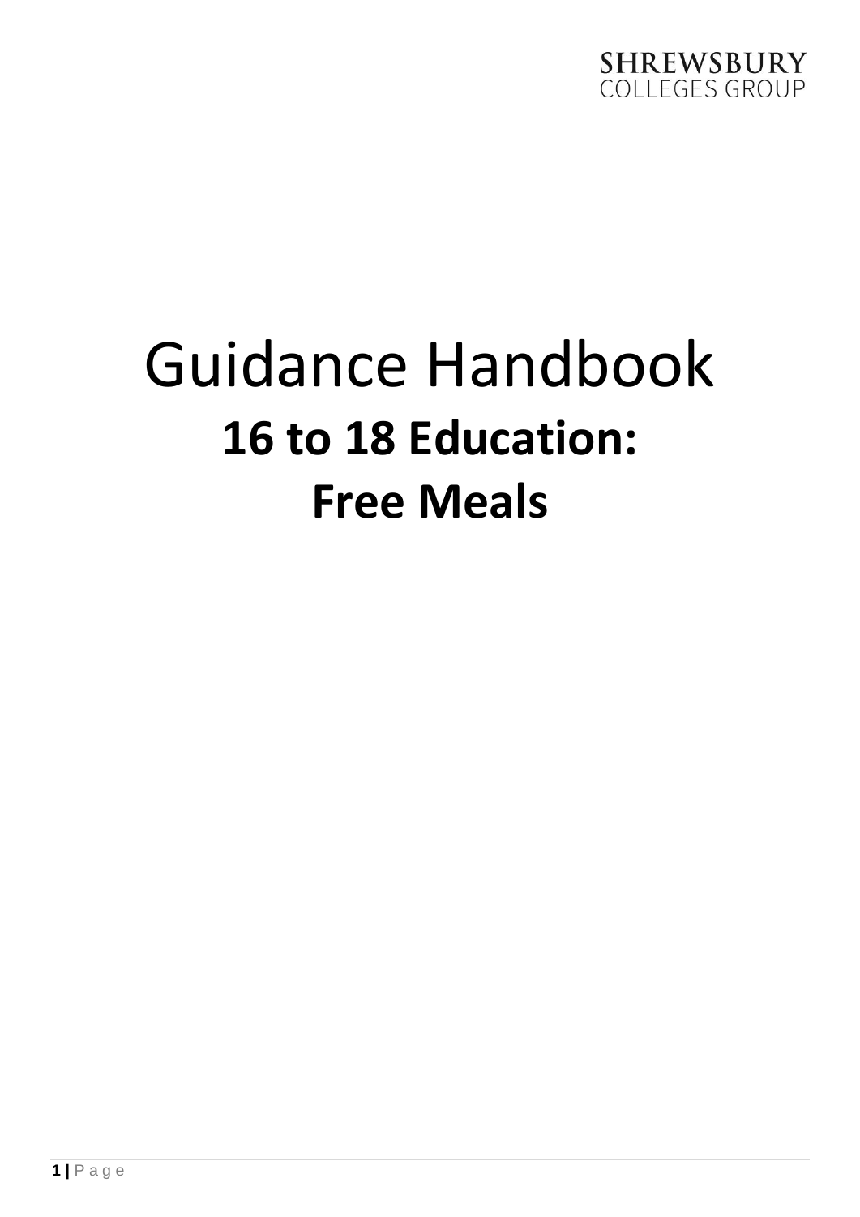SHREWSBURY
COLLEGES GROUP

# Guidance Handbook

## 16 to 18 Education:

## Free Meals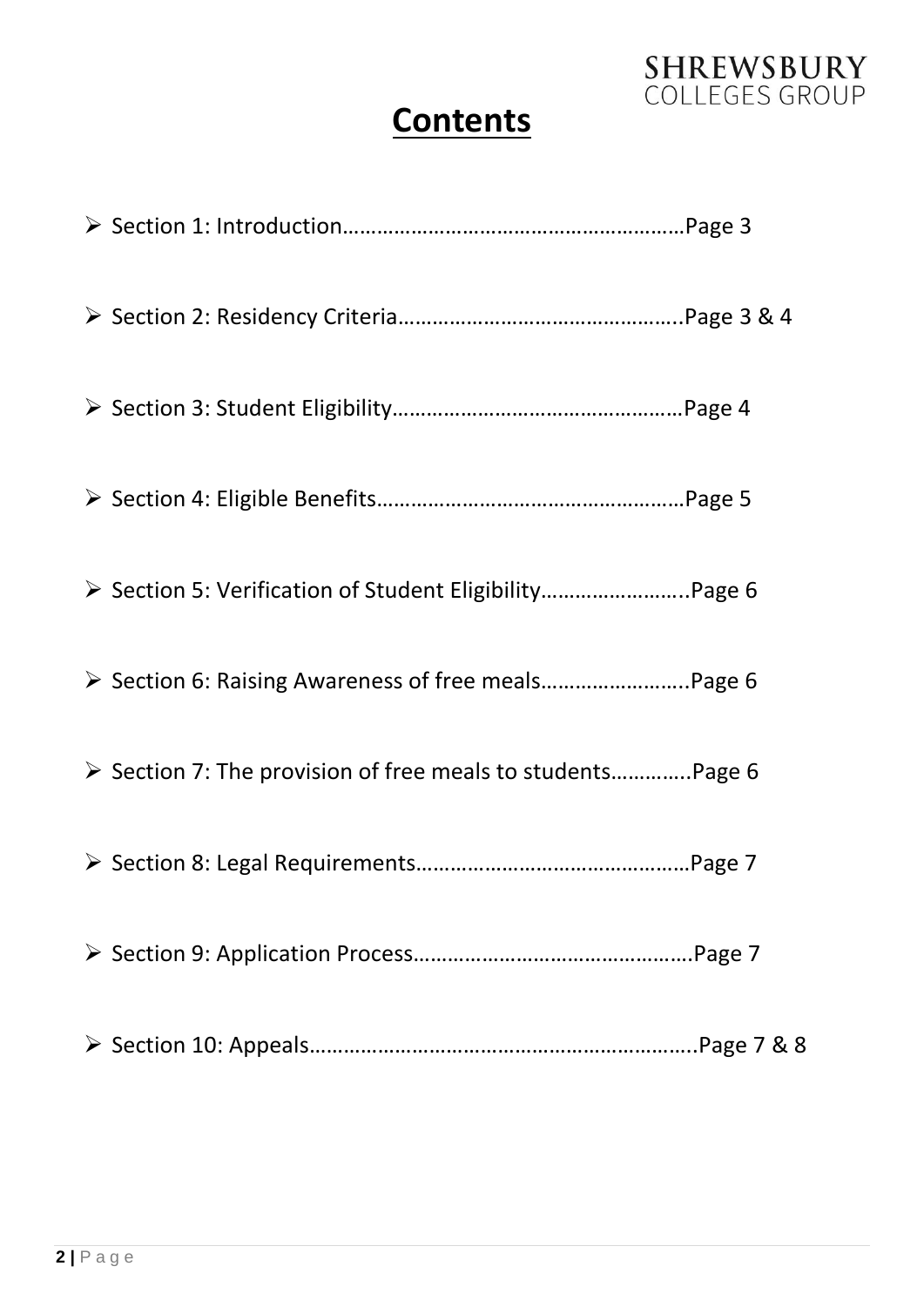# Contents

- Section 1: Introduction……………………………………………………Page 3
- Section 2: Residency Criteria………………………………………….Page 3 & 4
- Section 3: Student Eligibility…………………………………………Page 4
- Section 4: Eligible Benefits……………………………………………Page 5
- Section 5: Verification of Student Eligibility……………………..Page 6
- Section 6: Raising Awareness of free meals……………………..Page 6
- Section 7: The provision of free meals to students………….Page 6
- Section 8: Legal Requirements………………………………………Page 7
- Section 9: Application Process……………………………………….Page 7
- Section 10: Appeals………………………………………………………..Page 7 & 8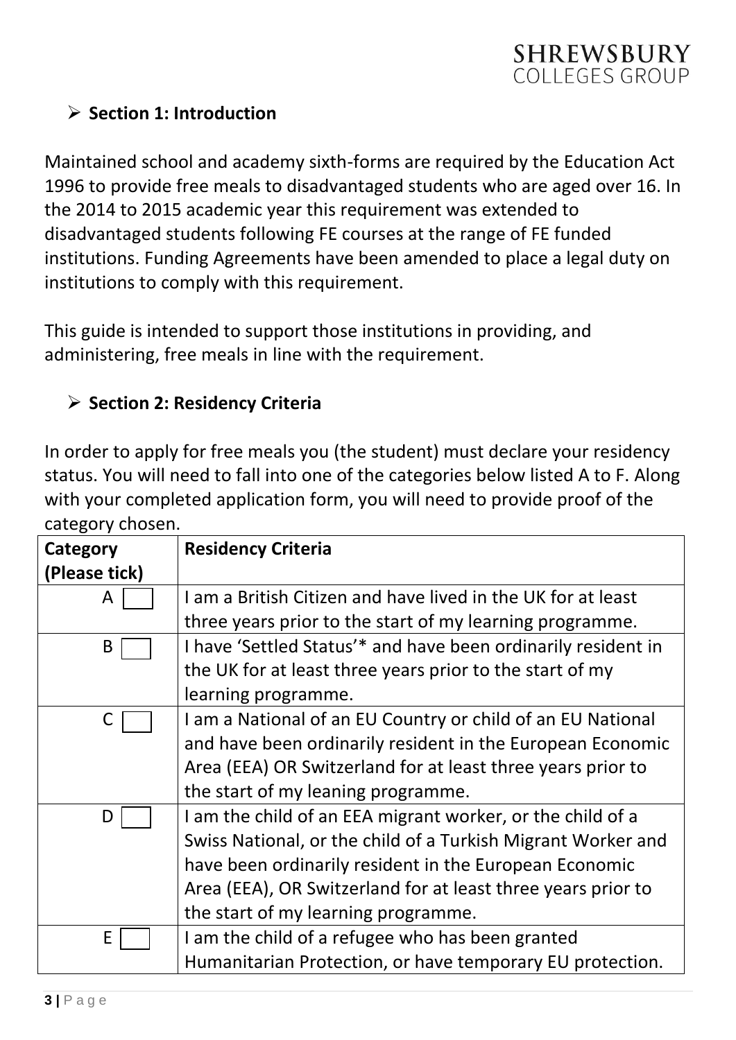## Section 1: Introduction

Maintained school and academy sixth-forms are required by the Education Act 1996 to provide free meals to disadvantaged students who are aged over 16. In the 2014 to 2015 academic year this requirement was extended to disadvantaged students following FE courses at the range of FE funded institutions. Funding Agreements have been amended to place a legal duty on institutions to comply with this requirement.

This guide is intended to support those institutions in providing, and administering, free meals in line with the requirement.

## Section 2: Residency Criteria

In order to apply for free meals you (the student) must declare your residency status. You will need to fall into one of the categories below listed A to F. Along with your completed application form, you will need to provide proof of the category chosen.

| Category (Please tick) | Residency Criteria |
|---|---|
| A ☐ | I am a British Citizen and have lived in the UK for at least three years prior to the start of my learning programme. |
| B ☐ | I have 'Settled Status'* and have been ordinarily resident in the UK for at least three years prior to the start of my learning programme. |
| C ☐ | I am a National of an EU Country or child of an EU National and have been ordinarily resident in the European Economic Area (EEA) OR Switzerland for at least three years prior to the start of my leaning programme. |
| D ☐ | I am the child of an EEA migrant worker, or the child of a Swiss National, or the child of a Turkish Migrant Worker and have been ordinarily resident in the European Economic Area (EEA), OR Switzerland for at least three years prior to the start of my learning programme. |
| E ☐ | I am the child of a refugee who has been granted Humanitarian Protection, or have temporary EU protection. |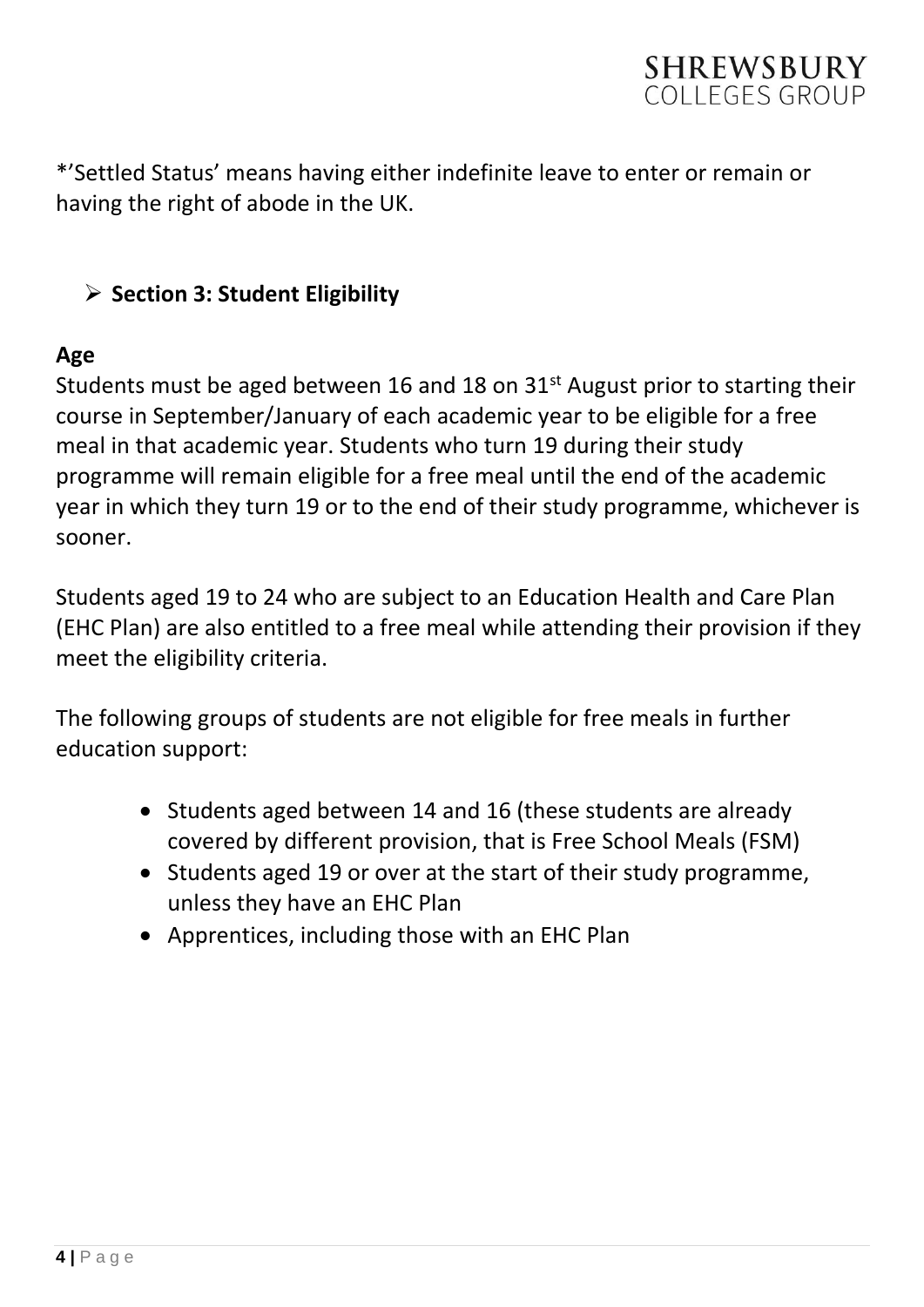*'Settled Status' means having either indefinite leave to enter or remain or having the right of abode in the UK.

## Section 3: Student Eligibility

### Age

Students must be aged between 16 and 18 on 31st August prior to starting their course in September/January of each academic year to be eligible for a free meal in that academic year. Students who turn 19 during their study programme will remain eligible for a free meal until the end of the academic year in which they turn 19 or to the end of their study programme, whichever is sooner.

Students aged 19 to 24 who are subject to an Education Health and Care Plan (EHC Plan) are also entitled to a free meal while attending their provision if they meet the eligibility criteria.

The following groups of students are not eligible for free meals in further education support:

- Students aged between 14 and 16 (these students are already covered by different provision, that is Free School Meals (FSM)
- Students aged 19 or over at the start of their study programme, unless they have an EHC Plan
- Apprentices, including those with an EHC Plan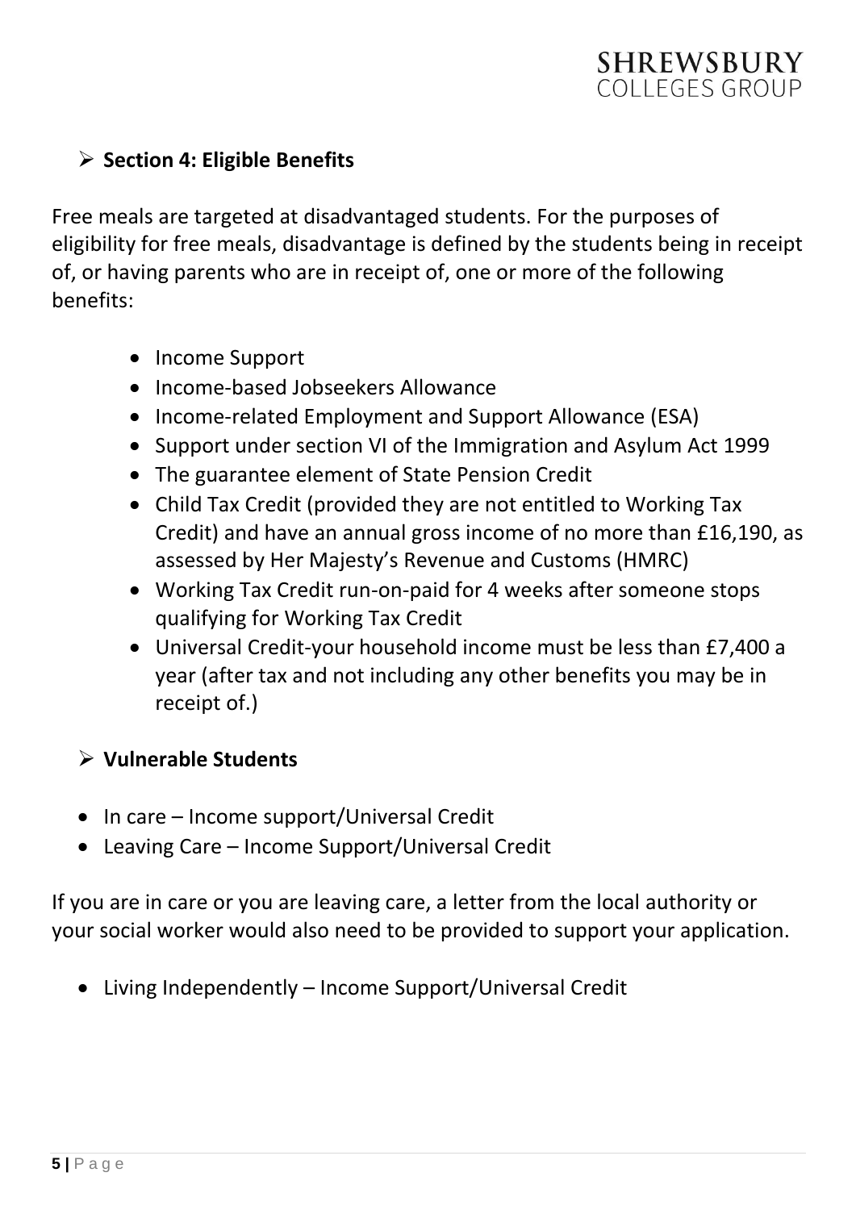## Section 4: Eligible Benefits

Free meals are targeted at disadvantaged students. For the purposes of eligibility for free meals, disadvantage is defined by the students being in receipt of, or having parents who are in receipt of, one or more of the following benefits:

- Income Support
- Income-based Jobseekers Allowance
- Income-related Employment and Support Allowance (ESA)
- Support under section VI of the Immigration and Asylum Act 1999
- The guarantee element of State Pension Credit
- Child Tax Credit (provided they are not entitled to Working Tax Credit) and have an annual gross income of no more than £16,190, as assessed by Her Majesty's Revenue and Customs (HMRC)
- Working Tax Credit run-on-paid for 4 weeks after someone stops qualifying for Working Tax Credit
- Universal Credit-your household income must be less than £7,400 a year (after tax and not including any other benefits you may be in receipt of.)

## Vulnerable Students

- In care – Income support/Universal Credit
- Leaving Care – Income Support/Universal Credit

If you are in care or you are leaving care, a letter from the local authority or your social worker would also need to be provided to support your application.

- Living Independently – Income Support/Universal Credit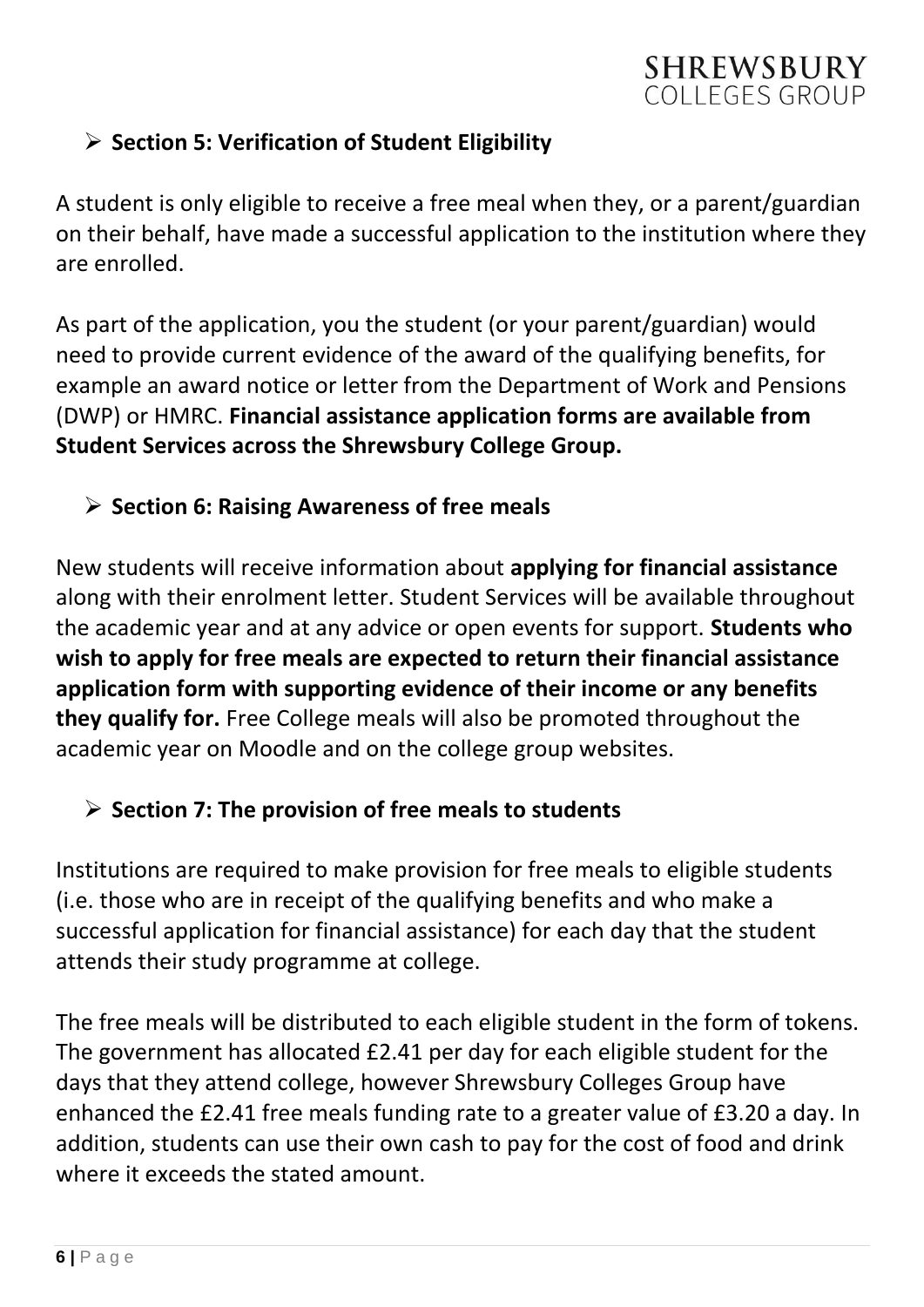## Section 5: Verification of Student Eligibility

A student is only eligible to receive a free meal when they, or a parent/guardian on their behalf, have made a successful application to the institution where they are enrolled.

As part of the application, you the student (or your parent/guardian) would need to provide current evidence of the award of the qualifying benefits, for example an award notice or letter from the Department of Work and Pensions (DWP) or HMRC. **Financial assistance application forms are available from Student Services across the Shrewsbury College Group.**

## Section 6: Raising Awareness of free meals

New students will receive information about **applying for financial assistance** along with their enrolment letter. Student Services will be available throughout the academic year and at any advice or open events for support. **Students who wish to apply for free meals are expected to return their financial assistance application form with supporting evidence of their income or any benefits they qualify for.** Free College meals will also be promoted throughout the academic year on Moodle and on the college group websites.

## Section 7: The provision of free meals to students

Institutions are required to make provision for free meals to eligible students (i.e. those who are in receipt of the qualifying benefits and who make a successful application for financial assistance) for each day that the student attends their study programme at college.

The free meals will be distributed to each eligible student in the form of tokens. The government has allocated £2.41 per day for each eligible student for the days that they attend college, however Shrewsbury Colleges Group have enhanced the £2.41 free meals funding rate to a greater value of £3.20 a day. In addition, students can use their own cash to pay for the cost of food and drink where it exceeds the stated amount.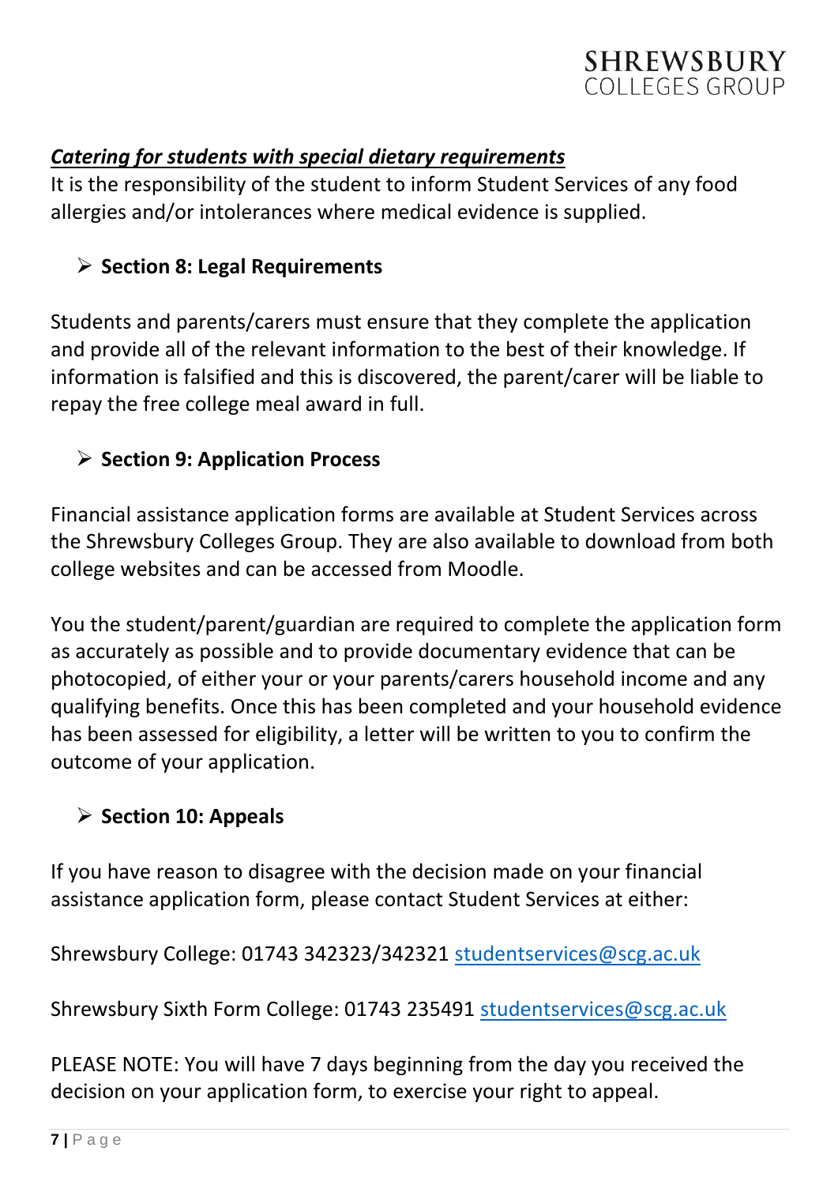***Catering for students with special dietary requirements***

It is the responsibility of the student to inform Student Services of any food allergies and/or intolerances where medical evidence is supplied.

- **Section 8: Legal Requirements**

Students and parents/carers must ensure that they complete the application and provide all of the relevant information to the best of their knowledge. If information is falsified and this is discovered, the parent/carer will be liable to repay the free college meal award in full.

- **Section 9: Application Process**

Financial assistance application forms are available at Student Services across the Shrewsbury Colleges Group. They are also available to download from both college websites and can be accessed from Moodle.

You the student/parent/guardian are required to complete the application form as accurately as possible and to provide documentary evidence that can be photocopied, of either your or your parents/carers household income and any qualifying benefits. Once this has been completed and your household evidence has been assessed for eligibility, a letter will be written to you to confirm the outcome of your application.

- **Section 10: Appeals**

If you have reason to disagree with the decision made on your financial assistance application form, please contact Student Services at either:

Shrewsbury College: 01743 342323/342321 studentservices@scg.ac.uk

Shrewsbury Sixth Form College: 01743 235491 studentservices@scg.ac.uk

PLEASE NOTE: You will have 7 days beginning from the day you received the decision on your application form, to exercise your right to appeal.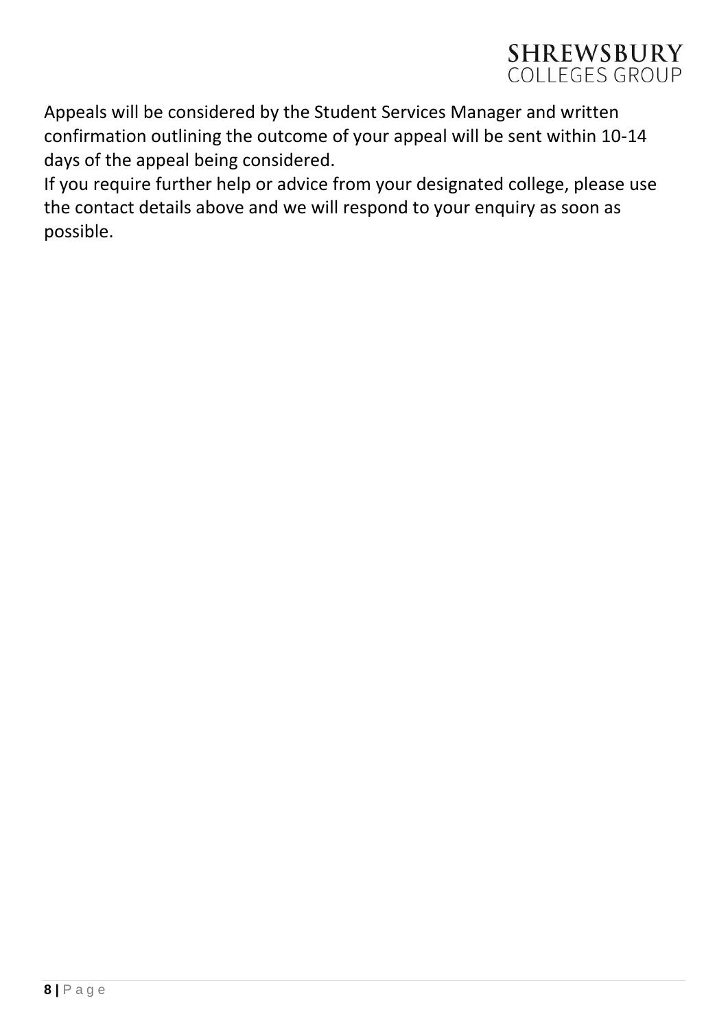Appeals will be considered by the Student Services Manager and written confirmation outlining the outcome of your appeal will be sent within 10-14 days of the appeal being considered.

If you require further help or advice from your designated college, please use the contact details above and we will respond to your enquiry as soon as possible.